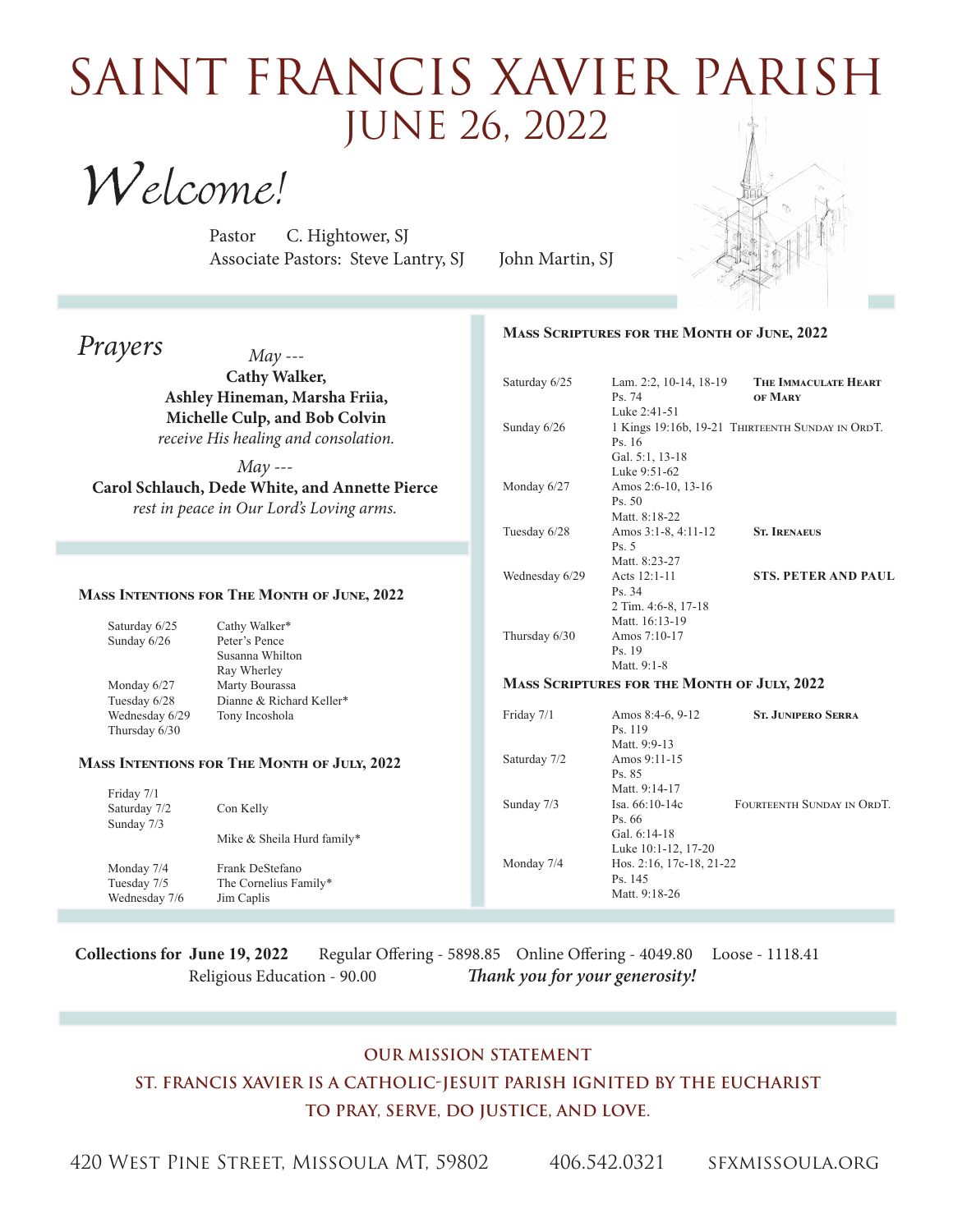# SAINT FRANCIS XAVIER PARISH
## JUNE 26, 2022

*Welcome!*

Pastor C. Hightower, SJ
Associate Pastors: Steve Lantry, SJ John Martin, SJ

## *Prayers*

*May ---*
**Cathy Walker, Ashley Hineman, Marsha Friia, Michelle Culp, and Bob Colvin**
*receive His healing and consolation.*

*May ---*
**Carol Schlauch, Dede White, and Annette Pierce**
*rest in peace in Our Lord's Loving arms.*

### Mass Intentions for The Month of June, 2022

| | |
|---|---|
| Saturday 6/25 | Cathy Walker* |
| Sunday 6/26 | Peter's Pence |
| | Susanna Whilton |
| | Ray Wherley |
| Monday 6/27 | Marty Bourassa |
| Tuesday 6/28 | Dianne & Richard Keller* |
| Wednesday 6/29 | Tony Incoshola |
| Thursday 6/30 | |

### Mass Intentions for The Month of July, 2022

| | |
|---|---|
| Friday 7/1 | |
| Saturday 7/2 | Con Kelly |
| Sunday 7/3 | |
| | Mike & Sheila Hurd family* |
| Monday 7/4 | Frank DeStefano |
| Tuesday 7/5 | The Cornelius Family* |
| Wednesday 7/6 | Jim Caplis |

### Mass Scriptures for the Month of June, 2022

| | | |
|---|---|---|
| Saturday 6/25 | Lam. 2:2, 10-14, 18-19<br>Ps. 74<br>Luke 2:41-51 | The Immaculate Heart of Mary |
| Sunday 6/26 | 1 Kings 19:16b, 19-21<br>Ps. 16<br>Gal. 5:1, 13-18<br>Luke 9:51-62 | Thirteenth Sunday in OrdT. |
| Monday 6/27 | Amos 2:6-10, 13-16<br>Ps. 50<br>Matt. 8:18-22 | |
| Tuesday 6/28 | Amos 3:1-8, 4:11-12<br>Ps. 5<br>Matt. 8:23-27 | St. Irenaeus |
| Wednesday 6/29 | Acts 12:1-11<br>Ps. 34<br>2 Tim. 4:6-8, 17-18<br>Matt. 16:13-19 | STS. PETER AND PAUL |
| Thursday 6/30 | Amos 7:10-17<br>Ps. 19<br>Matt. 9:1-8 | |

### Mass Scriptures for the Month of July, 2022

| | | |
|---|---|---|
| Friday 7/1 | Amos 8:4-6, 9-12<br>Ps. 119<br>Matt. 9:9-13 | St. Junipero Serra |
| Saturday 7/2 | Amos 9:11-15<br>Ps. 85<br>Matt. 9:14-17 | |
| Sunday 7/3 | Isa. 66:10-14c<br>Ps. 66<br>Gal. 6:14-18<br>Luke 10:1-12, 17-20 | Fourteenth Sunday in OrdT. |
| Monday 7/4 | Hos. 2:16, 17c-18, 21-22<br>Ps. 145<br>Matt. 9:18-26 | |

**Collections for June 19, 2022** Regular Offering - 5898.85 Online Offering - 4049.80 Loose - 1118.41
Religious Education - 90.00 ***Thank you for your generosity!***

**OUR MISSION STATEMENT**
**ST. FRANCIS XAVIER IS A CATHOLIC-JESUIT PARISH IGNITED BY THE EUCHARIST TO PRAY, SERVE, DO JUSTICE, AND LOVE.**

420 West Pine Street, Missoula MT, 59802 406.542.0321 sfxmissoula.org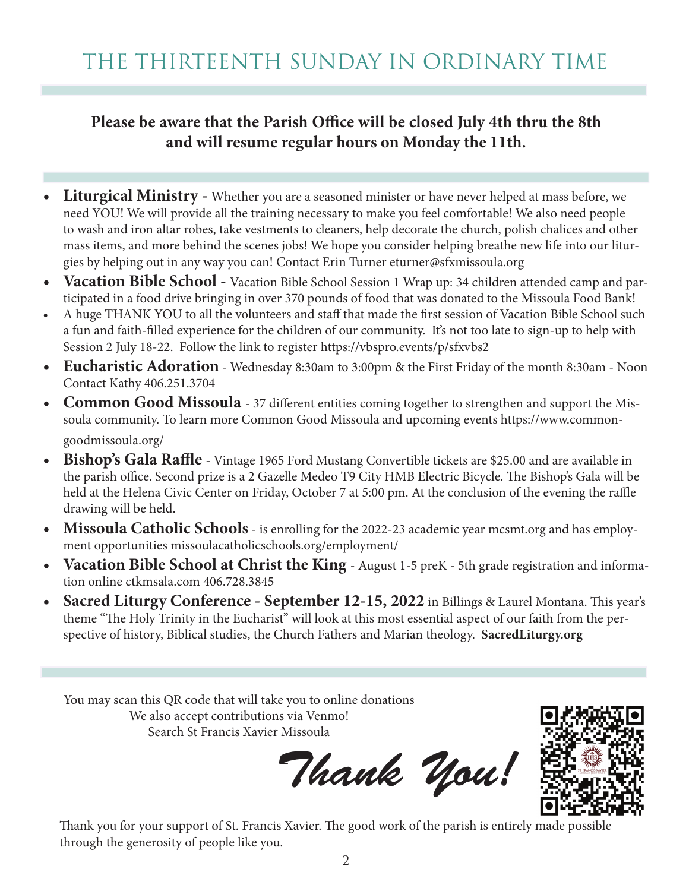# THE THIRTEENTH SUNDAY IN ORDINARY TIME

**Please be aware that the Parish Office will be closed July 4th thru the 8th and will resume regular hours on Monday the 11th.**

- **Liturgical Ministry -** Whether you are a seasoned minister or have never helped at mass before, we need YOU! We will provide all the training necessary to make you feel comfortable! We also need people to wash and iron altar robes, take vestments to cleaners, help decorate the church, polish chalices and other mass items, and more behind the scenes jobs! We hope you consider helping breathe new life into our liturgies by helping out in any way you can! Contact Erin Turner eturner@sfxmissoula.org
- **Vacation Bible School -** Vacation Bible School Session 1 Wrap up: 34 children attended camp and participated in a food drive bringing in over 370 pounds of food that was donated to the Missoula Food Bank!
- A huge THANK YOU to all the volunteers and staff that made the first session of Vacation Bible School such a fun and faith-filled experience for the children of our community. It's not too late to sign-up to help with Session 2 July 18-22. Follow the link to register https://vbspro.events/p/sfxvbs2
- **Eucharistic Adoration** - Wednesday 8:30am to 3:00pm & the First Friday of the month 8:30am - Noon Contact Kathy 406.251.3704
- **Common Good Missoula** - 37 different entities coming together to strengthen and support the Missoula community. To learn more Common Good Missoula and upcoming events https://www.commongoodmissoula.org/
- **Bishop's Gala Raffle** - Vintage 1965 Ford Mustang Convertible tickets are $25.00 and are available in the parish office. Second prize is a 2 Gazelle Medeo T9 City HMB Electric Bicycle. The Bishop's Gala will be held at the Helena Civic Center on Friday, October 7 at 5:00 pm. At the conclusion of the evening the raffle drawing will be held.
- **Missoula Catholic Schools** - is enrolling for the 2022-23 academic year mcsmt.org and has employment opportunities missoulacatholicschools.org/employment/
- **Vacation Bible School at Christ the King** - August 1-5 preK - 5th grade registration and information online ctkmsala.com 406.728.3845
- **Sacred Liturgy Conference - September 12-15, 2022** in Billings & Laurel Montana. This year's theme "The Holy Trinity in the Eucharist" will look at this most essential aspect of our faith from the perspective of history, Biblical studies, the Church Fathers and Marian theology. **SacredLiturgy.org**

You may scan this QR code that will take you to online donations
We also accept contributions via Venmo!
Search St Francis Xavier Missoula

*Thank You!*

Thank you for your support of St. Francis Xavier. The good work of the parish is entirely made possible through the generosity of people like you.